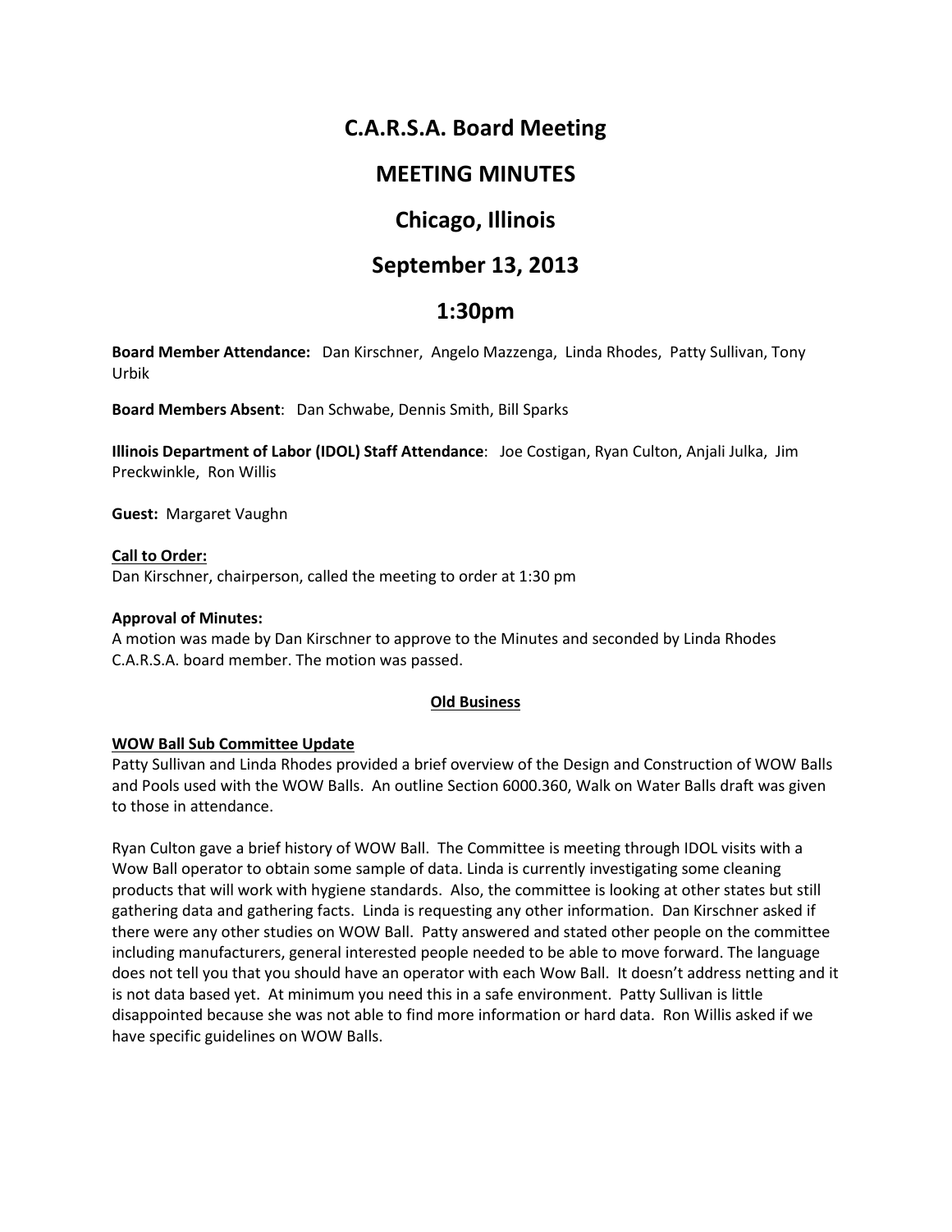# C.A.R.S.A. Board Meeting

# MEETING MINUTES

# Chicago, Illinois

# September 13, 2013

# 1:30pm

**Board Member Attendance:** Dan Kirschner, Angelo Mazzenga, Linda Rhodes, Patty Sullivan, Tony Urbik

**Board Members Absent**: Dan Schwabe, Dennis Smith, Bill Sparks

**Illinois Department of Labor (IDOL) Staff Attendance**: Joe Costigan, Ryan Culton, Anjali Julka, Jim Preckwinkle, Ron Willis

**Guest:** Margaret Vaughn

**Call to Order:**
Dan Kirschner, chairperson, called the meeting to order at 1:30 pm

**Approval of Minutes:**
A motion was made by Dan Kirschner to approve to the Minutes and seconded by Linda Rhodes C.A.R.S.A. board member. The motion was passed.

## Old Business

**WOW Ball Sub Committee Update**
Patty Sullivan and Linda Rhodes provided a brief overview of the Design and Construction of WOW Balls and Pools used with the WOW Balls. An outline Section 6000.360, Walk on Water Balls draft was given to those in attendance.

Ryan Culton gave a brief history of WOW Ball. The Committee is meeting through IDOL visits with a Wow Ball operator to obtain some sample of data. Linda is currently investigating some cleaning products that will work with hygiene standards. Also, the committee is looking at other states but still gathering data and gathering facts. Linda is requesting any other information. Dan Kirschner asked if there were any other studies on WOW Ball. Patty answered and stated other people on the committee including manufacturers, general interested people needed to be able to move forward. The language does not tell you that you should have an operator with each Wow Ball. It doesn't address netting and it is not data based yet. At minimum you need this in a safe environment. Patty Sullivan is little disappointed because she was not able to find more information or hard data. Ron Willis asked if we have specific guidelines on WOW Balls.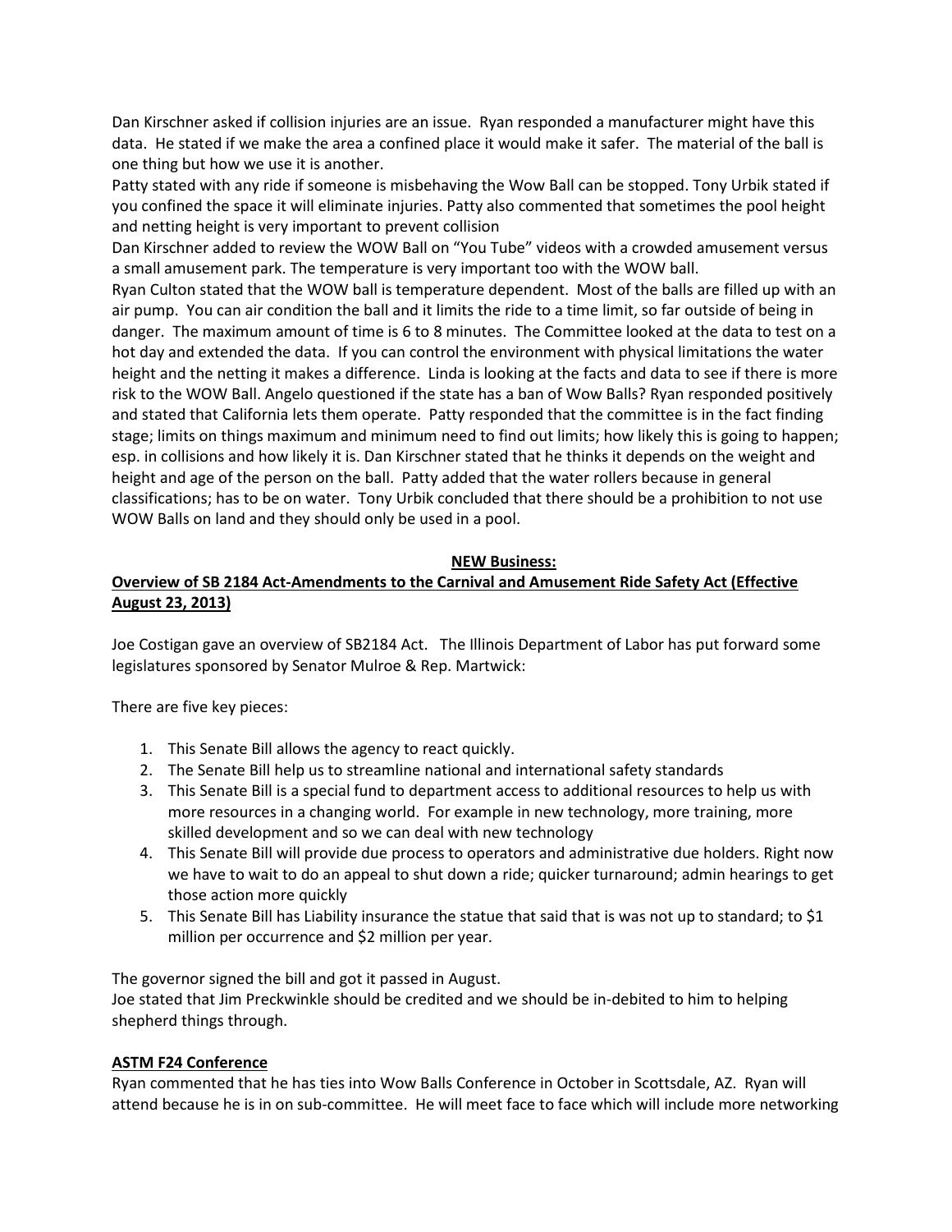Dan Kirschner asked if collision injuries are an issue. Ryan responded a manufacturer might have this data. He stated if we make the area a confined place it would make it safer. The material of the ball is one thing but how we use it is another.

Patty stated with any ride if someone is misbehaving the Wow Ball can be stopped. Tony Urbik stated if you confined the space it will eliminate injuries. Patty also commented that sometimes the pool height and netting height is very important to prevent collision

Dan Kirschner added to review the WOW Ball on "You Tube" videos with a crowded amusement versus a small amusement park. The temperature is very important too with the WOW ball.

Ryan Culton stated that the WOW ball is temperature dependent. Most of the balls are filled up with an air pump. You can air condition the ball and it limits the ride to a time limit, so far outside of being in danger. The maximum amount of time is 6 to 8 minutes. The Committee looked at the data to test on a hot day and extended the data. If you can control the environment with physical limitations the water height and the netting it makes a difference. Linda is looking at the facts and data to see if there is more risk to the WOW Ball. Angelo questioned if the state has a ban of Wow Balls? Ryan responded positively and stated that California lets them operate. Patty responded that the committee is in the fact finding stage; limits on things maximum and minimum need to find out limits; how likely this is going to happen; esp. in collisions and how likely it is. Dan Kirschner stated that he thinks it depends on the weight and height and age of the person on the ball. Patty added that the water rollers because in general classifications; has to be on water. Tony Urbik concluded that there should be a prohibition to not use WOW Balls on land and they should only be used in a pool.

**NEW Business:**

**Overview of SB 2184 Act-Amendments to the Carnival and Amusement Ride Safety Act (Effective August 23, 2013)**

Joe Costigan gave an overview of SB2184 Act. The Illinois Department of Labor has put forward some legislatures sponsored by Senator Mulroe & Rep. Martwick:

There are five key pieces:

1. This Senate Bill allows the agency to react quickly.
2. The Senate Bill help us to streamline national and international safety standards
3. This Senate Bill is a special fund to department access to additional resources to help us with more resources in a changing world. For example in new technology, more training, more skilled development and so we can deal with new technology
4. This Senate Bill will provide due process to operators and administrative due holders. Right now we have to wait to do an appeal to shut down a ride; quicker turnaround; admin hearings to get those action more quickly
5. This Senate Bill has Liability insurance the statue that said that is was not up to standard; to $1 million per occurrence and $2 million per year.

The governor signed the bill and got it passed in August.

Joe stated that Jim Preckwinkle should be credited and we should be in-debited to him to helping shepherd things through.

**ASTM F24 Conference**

Ryan commented that he has ties into Wow Balls Conference in October in Scottsdale, AZ. Ryan will attend because he is in on sub-committee. He will meet face to face which will include more networking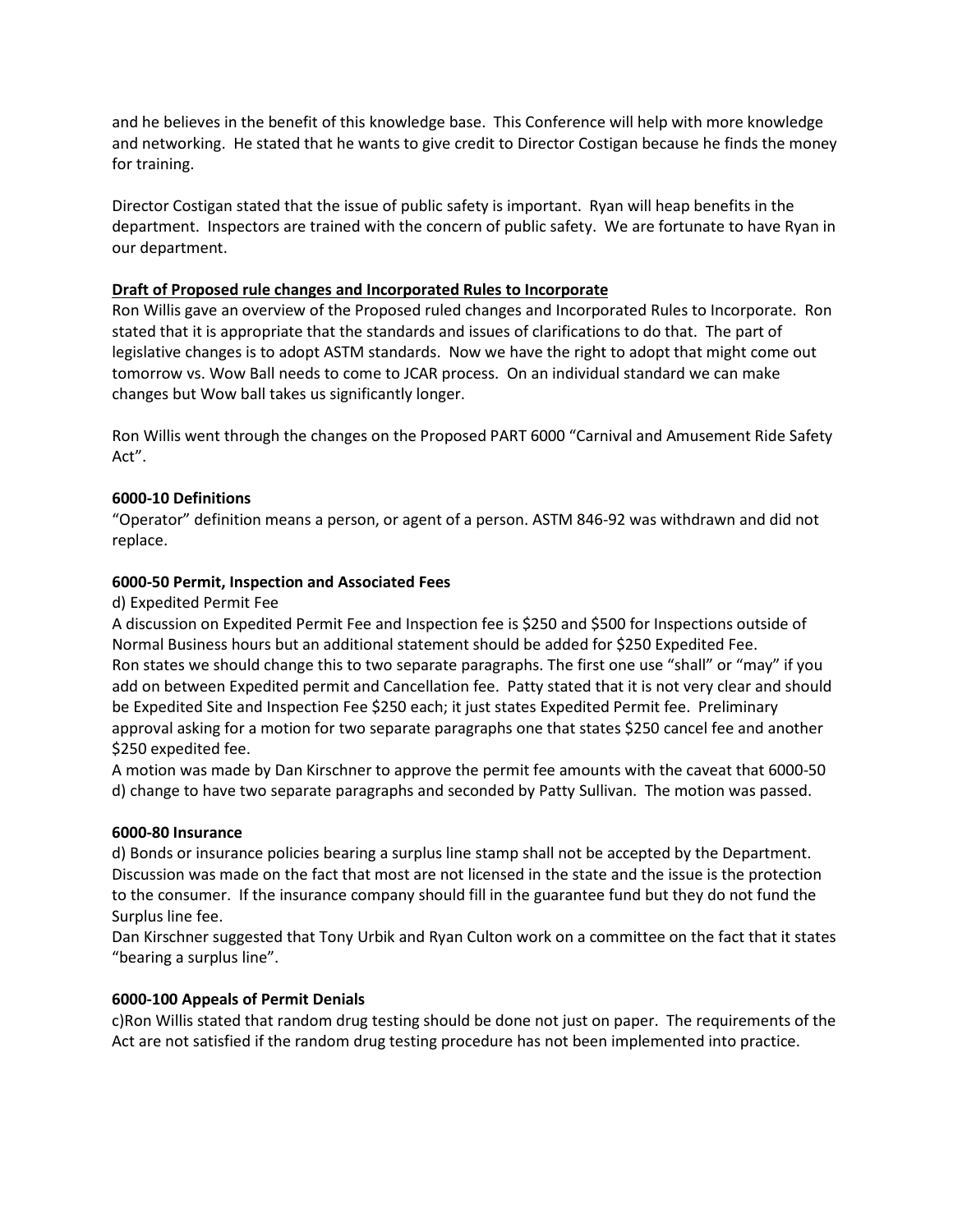and he believes in the benefit of this knowledge base. This Conference will help with more knowledge and networking. He stated that he wants to give credit to Director Costigan because he finds the money for training.

Director Costigan stated that the issue of public safety is important. Ryan will heap benefits in the department. Inspectors are trained with the concern of public safety. We are fortunate to have Ryan in our department.

**<u>Draft of Proposed rule changes and Incorporated Rules to Incorporate</u>**

Ron Willis gave an overview of the Proposed ruled changes and Incorporated Rules to Incorporate. Ron stated that it is appropriate that the standards and issues of clarifications to do that. The part of legislative changes is to adopt ASTM standards. Now we have the right to adopt that might come out tomorrow vs. Wow Ball needs to come to JCAR process. On an individual standard we can make changes but Wow ball takes us significantly longer.

Ron Willis went through the changes on the Proposed PART 6000 "Carnival and Amusement Ride Safety Act".

**6000-10 Definitions**

"Operator" definition means a person, or agent of a person. ASTM 846-92 was withdrawn and did not replace.

**6000-50 Permit, Inspection and Associated Fees**

d) Expedited Permit Fee

A discussion on Expedited Permit Fee and Inspection fee is $250 and $500 for Inspections outside of Normal Business hours but an additional statement should be added for $250 Expedited Fee.
Ron states we should change this to two separate paragraphs. The first one use "shall" or "may" if you add on between Expedited permit and Cancellation fee. Patty stated that it is not very clear and should be Expedited Site and Inspection Fee $250 each; it just states Expedited Permit fee. Preliminary approval asking for a motion for two separate paragraphs one that states $250 cancel fee and another $250 expedited fee.
A motion was made by Dan Kirschner to approve the permit fee amounts with the caveat that 6000-50 d) change to have two separate paragraphs and seconded by Patty Sullivan. The motion was passed.

**6000-80 Insurance**

d) Bonds or insurance policies bearing a surplus line stamp shall not be accepted by the Department.
Discussion was made on the fact that most are not licensed in the state and the issue is the protection to the consumer. If the insurance company should fill in the guarantee fund but they do not fund the Surplus line fee.
Dan Kirschner suggested that Tony Urbik and Ryan Culton work on a committee on the fact that it states "bearing a surplus line".

**6000-100 Appeals of Permit Denials**

c)Ron Willis stated that random drug testing should be done not just on paper. The requirements of the Act are not satisfied if the random drug testing procedure has not been implemented into practice.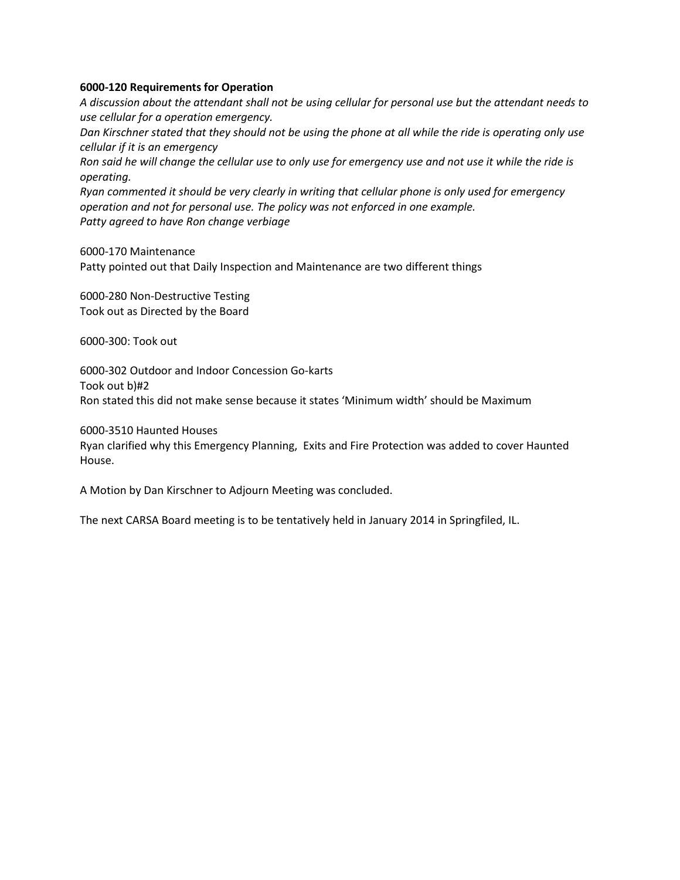**6000-120 Requirements for Operation**

*A discussion about the attendant shall not be using cellular for personal use but the attendant needs to use cellular for a operation emergency.*
*Dan Kirschner stated that they should not be using the phone at all while the ride is operating only use cellular if it is an emergency*
*Ron said he will change the cellular use to only use for emergency use and not use it while the ride is operating.*
*Ryan commented it should be very clearly in writing that cellular phone is only used for emergency operation and not for personal use. The policy was not enforced in one example.*
*Patty agreed to have Ron change verbiage*

6000-170 Maintenance
Patty pointed out that Daily Inspection and Maintenance are two different things

6000-280 Non-Destructive Testing
Took out as Directed by the Board

6000-300: Took out

6000-302 Outdoor and Indoor Concession Go-karts
Took out b)#2
Ron stated this did not make sense because it states 'Minimum width' should be Maximum

6000-3510 Haunted Houses
Ryan clarified why this Emergency Planning, Exits and Fire Protection was added to cover Haunted House.

A Motion by Dan Kirschner to Adjourn Meeting was concluded.

The next CARSA Board meeting is to be tentatively held in January 2014 in Springfiled, IL.